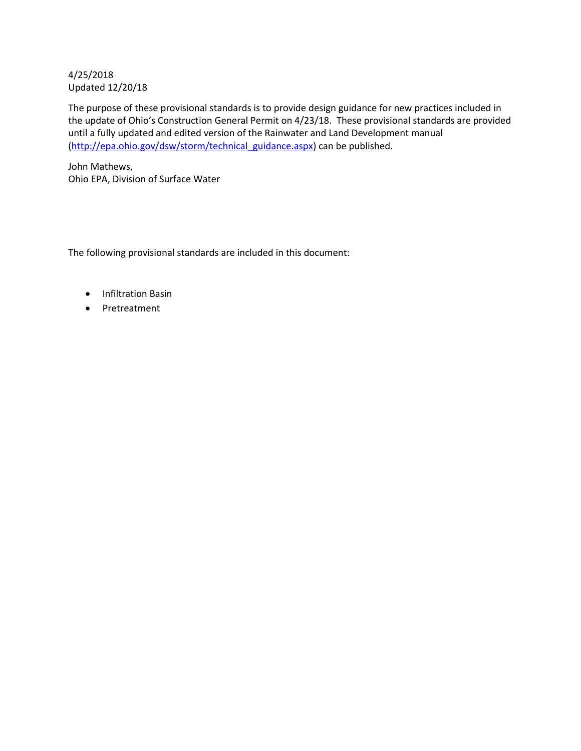4/25/2018
Updated 12/20/18

The purpose of these provisional standards is to provide design guidance for new practices included in the update of Ohio's Construction General Permit on 4/23/18. These provisional standards are provided until a fully updated and edited version of the Rainwater and Land Development manual (http://epa.ohio.gov/dsw/storm/technical_guidance.aspx) can be published.

John Mathews,
Ohio EPA, Division of Surface Water

The following provisional standards are included in this document:

- Infiltration Basin
- Pretreatment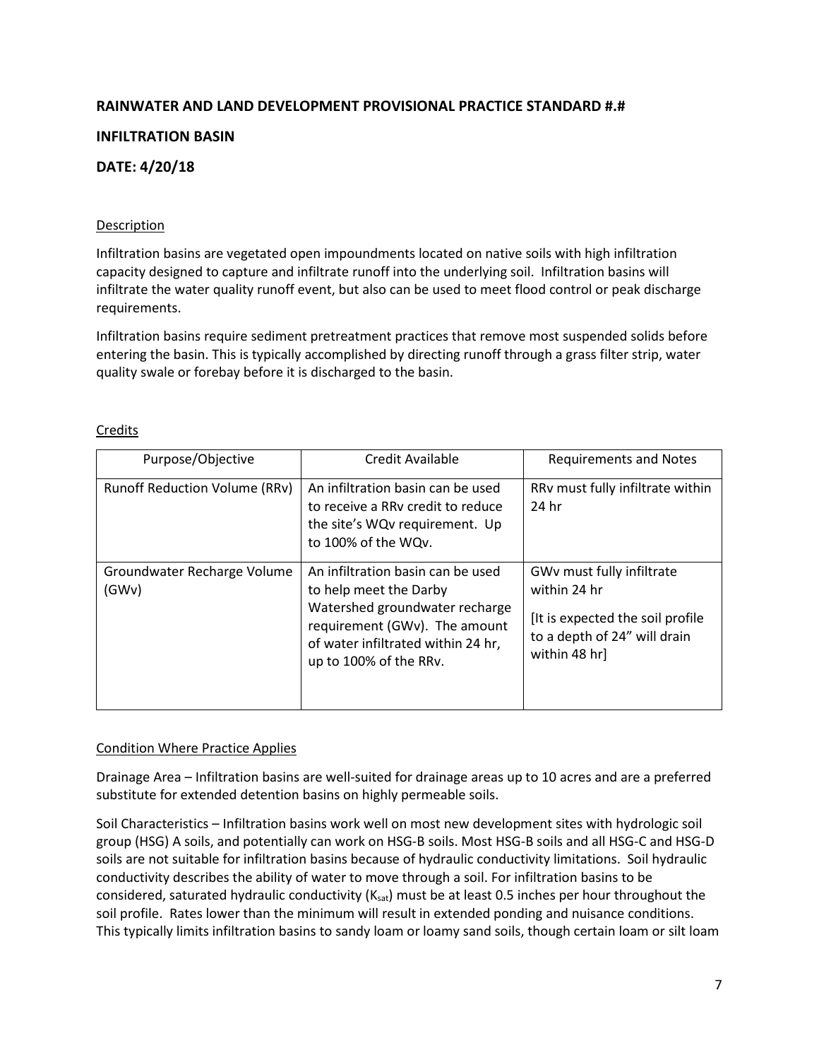**RAINWATER AND LAND DEVELOPMENT PROVISIONAL PRACTICE STANDARD #.#**

**INFILTRATION BASIN**

**DATE: 4/20/18**

Description

Infiltration basins are vegetated open impoundments located on native soils with high infiltration capacity designed to capture and infiltrate runoff into the underlying soil. Infiltration basins will infiltrate the water quality runoff event, but also can be used to meet flood control or peak discharge requirements.

Infiltration basins require sediment pretreatment practices that remove most suspended solids before entering the basin. This is typically accomplished by directing runoff through a grass filter strip, water quality swale or forebay before it is discharged to the basin.

Credits

| Purpose/Objective | Credit Available | Requirements and Notes |
|---|---|---|
| Runoff Reduction Volume (RRv) | An infiltration basin can be used to receive a RRv credit to reduce the site's WQv requirement. Up to 100% of the WQv. | RRv must fully infiltrate within 24 hr |
| Groundwater Recharge Volume (GWv) | An infiltration basin can be used to help meet the Darby Watershed groundwater recharge requirement (GWv). The amount of water infiltrated within 24 hr, up to 100% of the RRv. | GWv must fully infiltrate within 24 hr<br><br>[It is expected the soil profile to a depth of 24" will drain within 48 hr] |

Condition Where Practice Applies

Drainage Area – Infiltration basins are well-suited for drainage areas up to 10 acres and are a preferred substitute for extended detention basins on highly permeable soils.

Soil Characteristics – Infiltration basins work well on most new development sites with hydrologic soil group (HSG) A soils, and potentially can work on HSG-B soils. Most HSG-B soils and all HSG-C and HSG-D soils are not suitable for infiltration basins because of hydraulic conductivity limitations. Soil hydraulic conductivity describes the ability of water to move through a soil. For infiltration basins to be considered, saturated hydraulic conductivity ($K_{sat}$) must be at least 0.5 inches per hour throughout the soil profile. Rates lower than the minimum will result in extended ponding and nuisance conditions. This typically limits infiltration basins to sandy loam or loamy sand soils, though certain loam or silt loam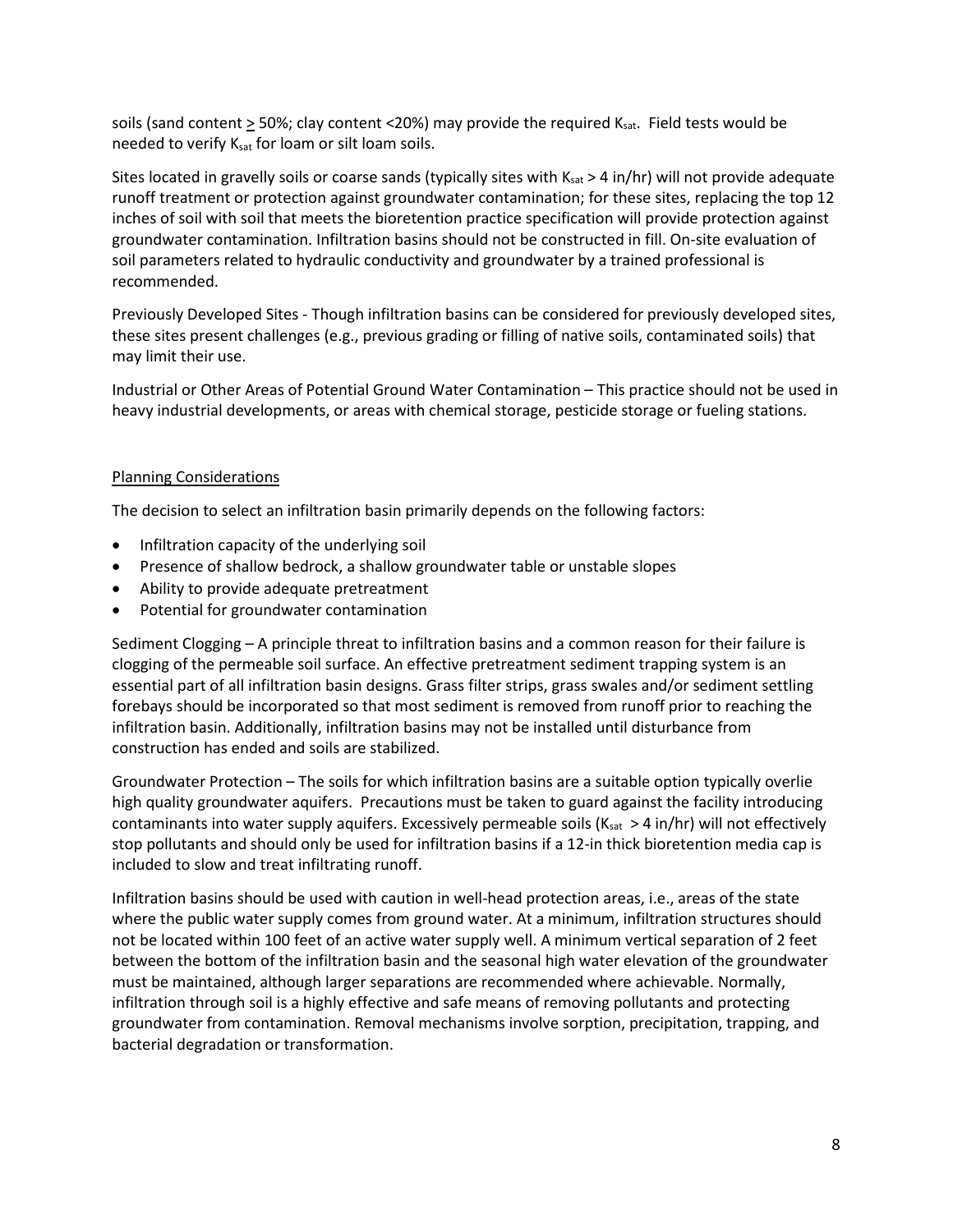soils (sand content ≥ 50%; clay content <20%) may provide the required $K_{sat}$. Field tests would be needed to verify $K_{sat}$ for loam or silt loam soils.

Sites located in gravelly soils or coarse sands (typically sites with $K_{sat}$ > 4 in/hr) will not provide adequate runoff treatment or protection against groundwater contamination; for these sites, replacing the top 12 inches of soil with soil that meets the bioretention practice specification will provide protection against groundwater contamination. Infiltration basins should not be constructed in fill. On-site evaluation of soil parameters related to hydraulic conductivity and groundwater by a trained professional is recommended.

Previously Developed Sites - Though infiltration basins can be considered for previously developed sites, these sites present challenges (e.g., previous grading or filling of native soils, contaminated soils) that may limit their use.

Industrial or Other Areas of Potential Ground Water Contamination – This practice should not be used in heavy industrial developments, or areas with chemical storage, pesticide storage or fueling stations.

## Planning Considerations

The decision to select an infiltration basin primarily depends on the following factors:

- Infiltration capacity of the underlying soil
- Presence of shallow bedrock, a shallow groundwater table or unstable slopes
- Ability to provide adequate pretreatment
- Potential for groundwater contamination

Sediment Clogging – A principle threat to infiltration basins and a common reason for their failure is clogging of the permeable soil surface. An effective pretreatment sediment trapping system is an essential part of all infiltration basin designs. Grass filter strips, grass swales and/or sediment settling forebays should be incorporated so that most sediment is removed from runoff prior to reaching the infiltration basin. Additionally, infiltration basins may not be installed until disturbance from construction has ended and soils are stabilized.

Groundwater Protection – The soils for which infiltration basins are a suitable option typically overlie high quality groundwater aquifers. Precautions must be taken to guard against the facility introducing contaminants into water supply aquifers. Excessively permeable soils ($K_{sat}$ > 4 in/hr) will not effectively stop pollutants and should only be used for infiltration basins if a 12-in thick bioretention media cap is included to slow and treat infiltrating runoff.

Infiltration basins should be used with caution in well-head protection areas, i.e., areas of the state where the public water supply comes from ground water. At a minimum, infiltration structures should not be located within 100 feet of an active water supply well. A minimum vertical separation of 2 feet between the bottom of the infiltration basin and the seasonal high water elevation of the groundwater must be maintained, although larger separations are recommended where achievable. Normally, infiltration through soil is a highly effective and safe means of removing pollutants and protecting groundwater from contamination. Removal mechanisms involve sorption, precipitation, trapping, and bacterial degradation or transformation.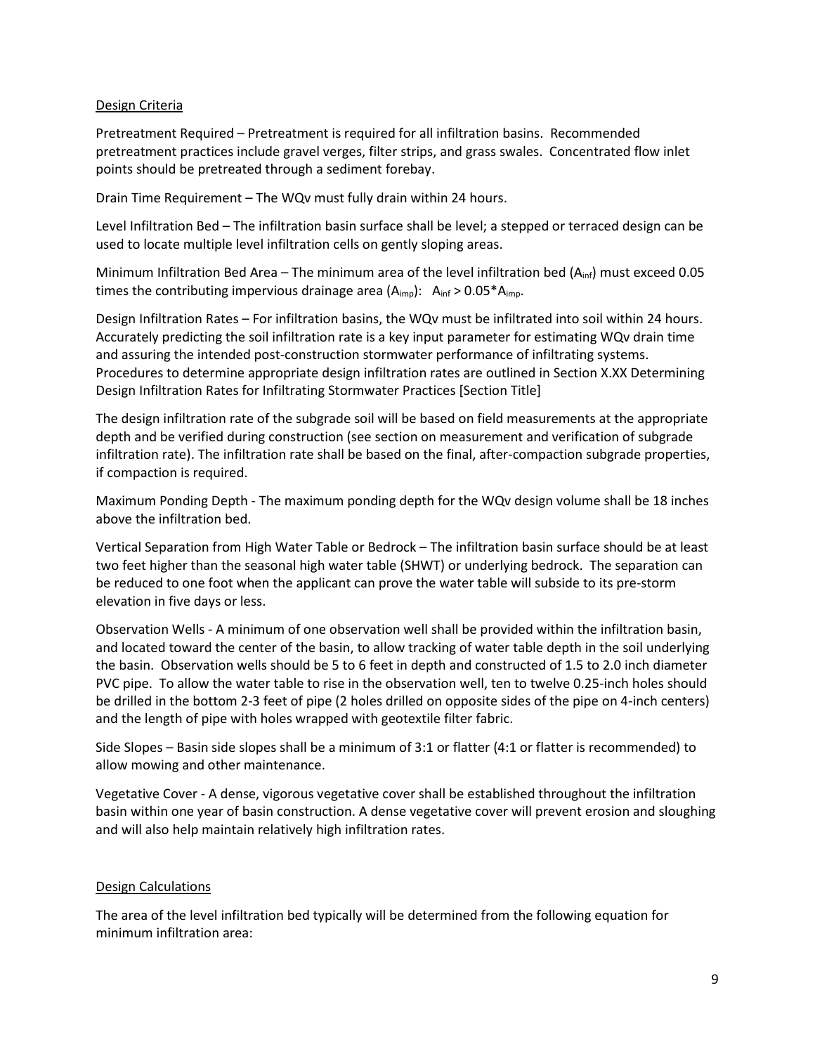Design Criteria

Pretreatment Required – Pretreatment is required for all infiltration basins. Recommended pretreatment practices include gravel verges, filter strips, and grass swales. Concentrated flow inlet points should be pretreated through a sediment forebay.

Drain Time Requirement – The WQv must fully drain within 24 hours.

Level Infiltration Bed – The infiltration basin surface shall be level; a stepped or terraced design can be used to locate multiple level infiltration cells on gently sloping areas.

Minimum Infiltration Bed Area – The minimum area of the level infiltration bed ($A_{inf}$) must exceed 0.05 times the contributing impervious drainage area ($A_{imp}$): $A_{inf} > 0.05*A_{imp}$.

Design Infiltration Rates – For infiltration basins, the WQv must be infiltrated into soil within 24 hours. Accurately predicting the soil infiltration rate is a key input parameter for estimating WQv drain time and assuring the intended post-construction stormwater performance of infiltrating systems. Procedures to determine appropriate design infiltration rates are outlined in Section X.XX Determining Design Infiltration Rates for Infiltrating Stormwater Practices [Section Title]

The design infiltration rate of the subgrade soil will be based on field measurements at the appropriate depth and be verified during construction (see section on measurement and verification of subgrade infiltration rate). The infiltration rate shall be based on the final, after-compaction subgrade properties, if compaction is required.

Maximum Ponding Depth - The maximum ponding depth for the WQv design volume shall be 18 inches above the infiltration bed.

Vertical Separation from High Water Table or Bedrock – The infiltration basin surface should be at least two feet higher than the seasonal high water table (SHWT) or underlying bedrock. The separation can be reduced to one foot when the applicant can prove the water table will subside to its pre-storm elevation in five days or less.

Observation Wells - A minimum of one observation well shall be provided within the infiltration basin, and located toward the center of the basin, to allow tracking of water table depth in the soil underlying the basin. Observation wells should be 5 to 6 feet in depth and constructed of 1.5 to 2.0 inch diameter PVC pipe. To allow the water table to rise in the observation well, ten to twelve 0.25-inch holes should be drilled in the bottom 2-3 feet of pipe (2 holes drilled on opposite sides of the pipe on 4-inch centers) and the length of pipe with holes wrapped with geotextile filter fabric.

Side Slopes – Basin side slopes shall be a minimum of 3:1 or flatter (4:1 or flatter is recommended) to allow mowing and other maintenance.

Vegetative Cover - A dense, vigorous vegetative cover shall be established throughout the infiltration basin within one year of basin construction. A dense vegetative cover will prevent erosion and sloughing and will also help maintain relatively high infiltration rates.

Design Calculations

The area of the level infiltration bed typically will be determined from the following equation for minimum infiltration area: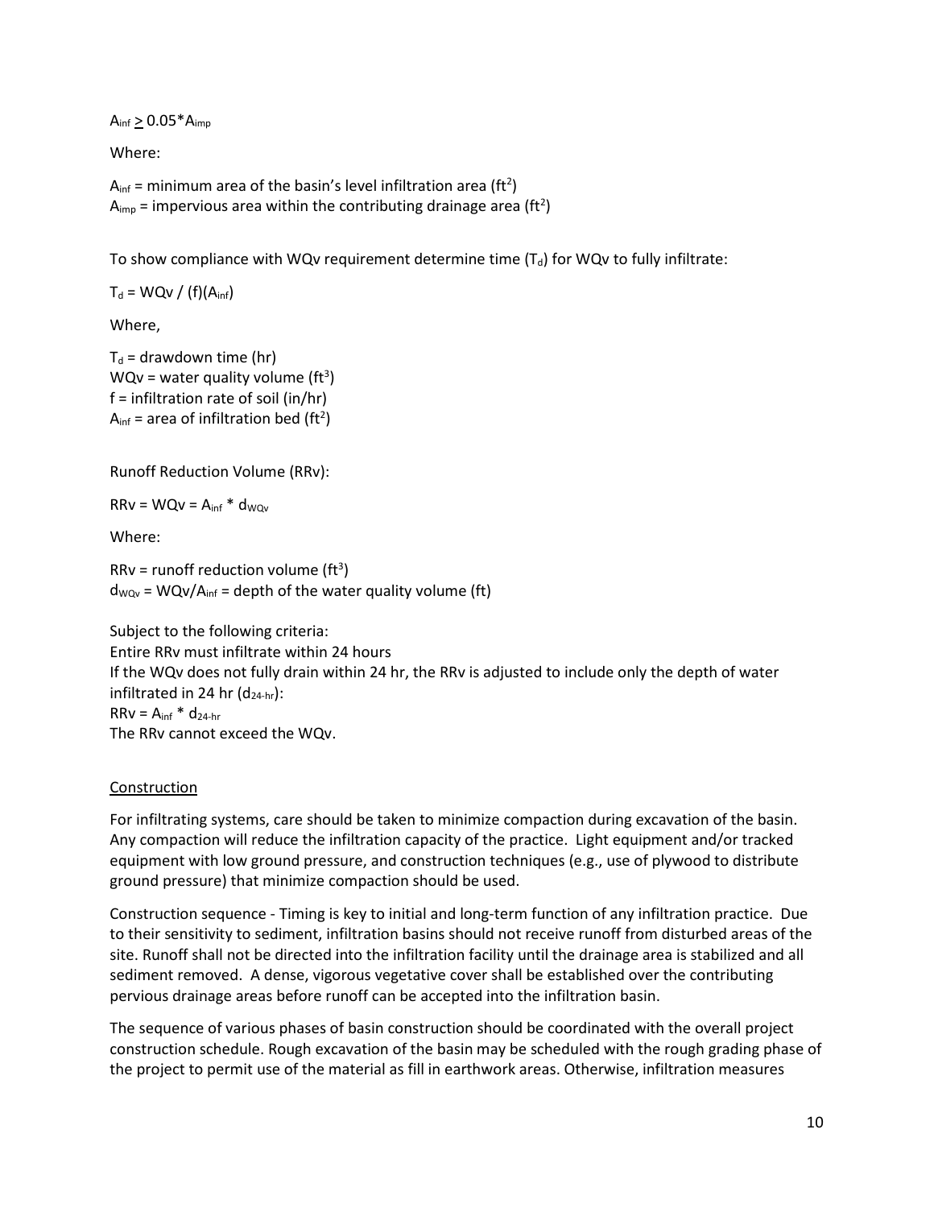$A_{inf} \geq 0.05*A_{imp}$

Where:

$A_{inf}$ = minimum area of the basin's level infiltration area ($ft^2$)
$A_{imp}$ = impervious area within the contributing drainage area ($ft^2$)

To show compliance with WQv requirement determine time ($T_d$) for WQv to fully infiltrate:

$T_d = WQv / (f)(A_{inf})$

Where,

$T_d$ = drawdown time (hr)
WQv = water quality volume ($ft^3$)
f = infiltration rate of soil (in/hr)
$A_{inf}$ = area of infiltration bed ($ft^2$)

Runoff Reduction Volume (RRv):

$RRv = WQv = A_{inf} * d_{WQv}$

Where:

RRv = runoff reduction volume ($ft^3$)
$d_{WQv} = WQv/A_{inf}$ = depth of the water quality volume (ft)

Subject to the following criteria:
Entire RRv must infiltrate within 24 hours
If the WQv does not fully drain within 24 hr, the RRv is adjusted to include only the depth of water infiltrated in 24 hr ($d_{24\text{-}hr}$):
$RRv = A_{inf} * d_{24\text{-}hr}$
The RRv cannot exceed the WQv.

<u>Construction</u>

For infiltrating systems, care should be taken to minimize compaction during excavation of the basin. Any compaction will reduce the infiltration capacity of the practice. Light equipment and/or tracked equipment with low ground pressure, and construction techniques (e.g., use of plywood to distribute ground pressure) that minimize compaction should be used.

Construction sequence - Timing is key to initial and long-term function of any infiltration practice. Due to their sensitivity to sediment, infiltration basins should not receive runoff from disturbed areas of the site. Runoff shall not be directed into the infiltration facility until the drainage area is stabilized and all sediment removed. A dense, vigorous vegetative cover shall be established over the contributing pervious drainage areas before runoff can be accepted into the infiltration basin.

The sequence of various phases of basin construction should be coordinated with the overall project construction schedule. Rough excavation of the basin may be scheduled with the rough grading phase of the project to permit use of the material as fill in earthwork areas. Otherwise, infiltration measures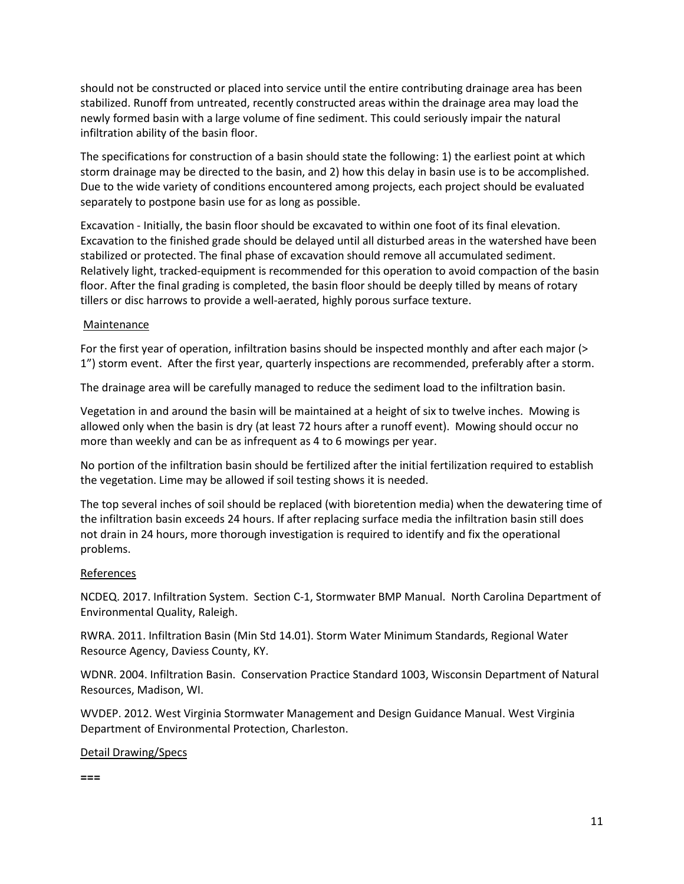should not be constructed or placed into service until the entire contributing drainage area has been stabilized. Runoff from untreated, recently constructed areas within the drainage area may load the newly formed basin with a large volume of fine sediment. This could seriously impair the natural infiltration ability of the basin floor.

The specifications for construction of a basin should state the following: 1) the earliest point at which storm drainage may be directed to the basin, and 2) how this delay in basin use is to be accomplished. Due to the wide variety of conditions encountered among projects, each project should be evaluated separately to postpone basin use for as long as possible.

Excavation - Initially, the basin floor should be excavated to within one foot of its final elevation. Excavation to the finished grade should be delayed until all disturbed areas in the watershed have been stabilized or protected. The final phase of excavation should remove all accumulated sediment. Relatively light, tracked-equipment is recommended for this operation to avoid compaction of the basin floor. After the final grading is completed, the basin floor should be deeply tilled by means of rotary tillers or disc harrows to provide a well-aerated, highly porous surface texture.

<u>Maintenance</u>

For the first year of operation, infiltration basins should be inspected monthly and after each major (> 1") storm event. After the first year, quarterly inspections are recommended, preferably after a storm.

The drainage area will be carefully managed to reduce the sediment load to the infiltration basin.

Vegetation in and around the basin will be maintained at a height of six to twelve inches. Mowing is allowed only when the basin is dry (at least 72 hours after a runoff event). Mowing should occur no more than weekly and can be as infrequent as 4 to 6 mowings per year.

No portion of the infiltration basin should be fertilized after the initial fertilization required to establish the vegetation. Lime may be allowed if soil testing shows it is needed.

The top several inches of soil should be replaced (with bioretention media) when the dewatering time of the infiltration basin exceeds 24 hours. If after replacing surface media the infiltration basin still does not drain in 24 hours, more thorough investigation is required to identify and fix the operational problems.

<u>References</u>

NCDEQ. 2017. Infiltration System. Section C-1, Stormwater BMP Manual. North Carolina Department of Environmental Quality, Raleigh.

RWRA. 2011. Infiltration Basin (Min Std 14.01). Storm Water Minimum Standards, Regional Water Resource Agency, Daviess County, KY.

WDNR. 2004. Infiltration Basin. Conservation Practice Standard 1003, Wisconsin Department of Natural Resources, Madison, WI.

WVDEP. 2012. West Virginia Stormwater Management and Design Guidance Manual. West Virginia Department of Environmental Protection, Charleston.

<u>Detail Drawing/Specs</u>

===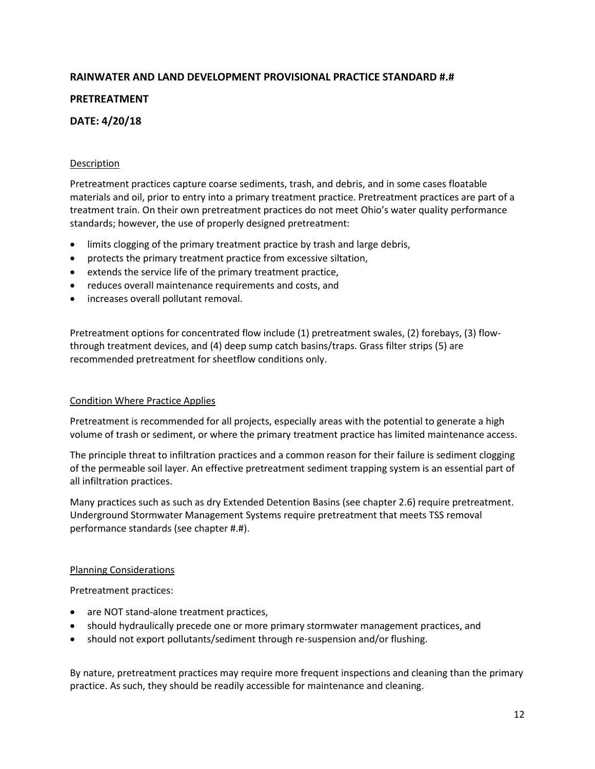# RAINWATER AND LAND DEVELOPMENT PROVISIONAL PRACTICE STANDARD #.#

## PRETREATMENT

## DATE: 4/20/18

### Description

Pretreatment practices capture coarse sediments, trash, and debris, and in some cases floatable materials and oil, prior to entry into a primary treatment practice. Pretreatment practices are part of a treatment train. On their own pretreatment practices do not meet Ohio's water quality performance standards; however, the use of properly designed pretreatment:

- limits clogging of the primary treatment practice by trash and large debris,
- protects the primary treatment practice from excessive siltation,
- extends the service life of the primary treatment practice,
- reduces overall maintenance requirements and costs, and
- increases overall pollutant removal.

Pretreatment options for concentrated flow include (1) pretreatment swales, (2) forebays, (3) flow-through treatment devices, and (4) deep sump catch basins/traps. Grass filter strips (5) are recommended pretreatment for sheetflow conditions only.

### Condition Where Practice Applies

Pretreatment is recommended for all projects, especially areas with the potential to generate a high volume of trash or sediment, or where the primary treatment practice has limited maintenance access.

The principle threat to infiltration practices and a common reason for their failure is sediment clogging of the permeable soil layer. An effective pretreatment sediment trapping system is an essential part of all infiltration practices.

Many practices such as such as dry Extended Detention Basins (see chapter 2.6) require pretreatment. Underground Stormwater Management Systems require pretreatment that meets TSS removal performance standards (see chapter #.#).

### Planning Considerations

Pretreatment practices:

- are NOT stand-alone treatment practices,
- should hydraulically precede one or more primary stormwater management practices, and
- should not export pollutants/sediment through re-suspension and/or flushing.

By nature, pretreatment practices may require more frequent inspections and cleaning than the primary practice. As such, they should be readily accessible for maintenance and cleaning.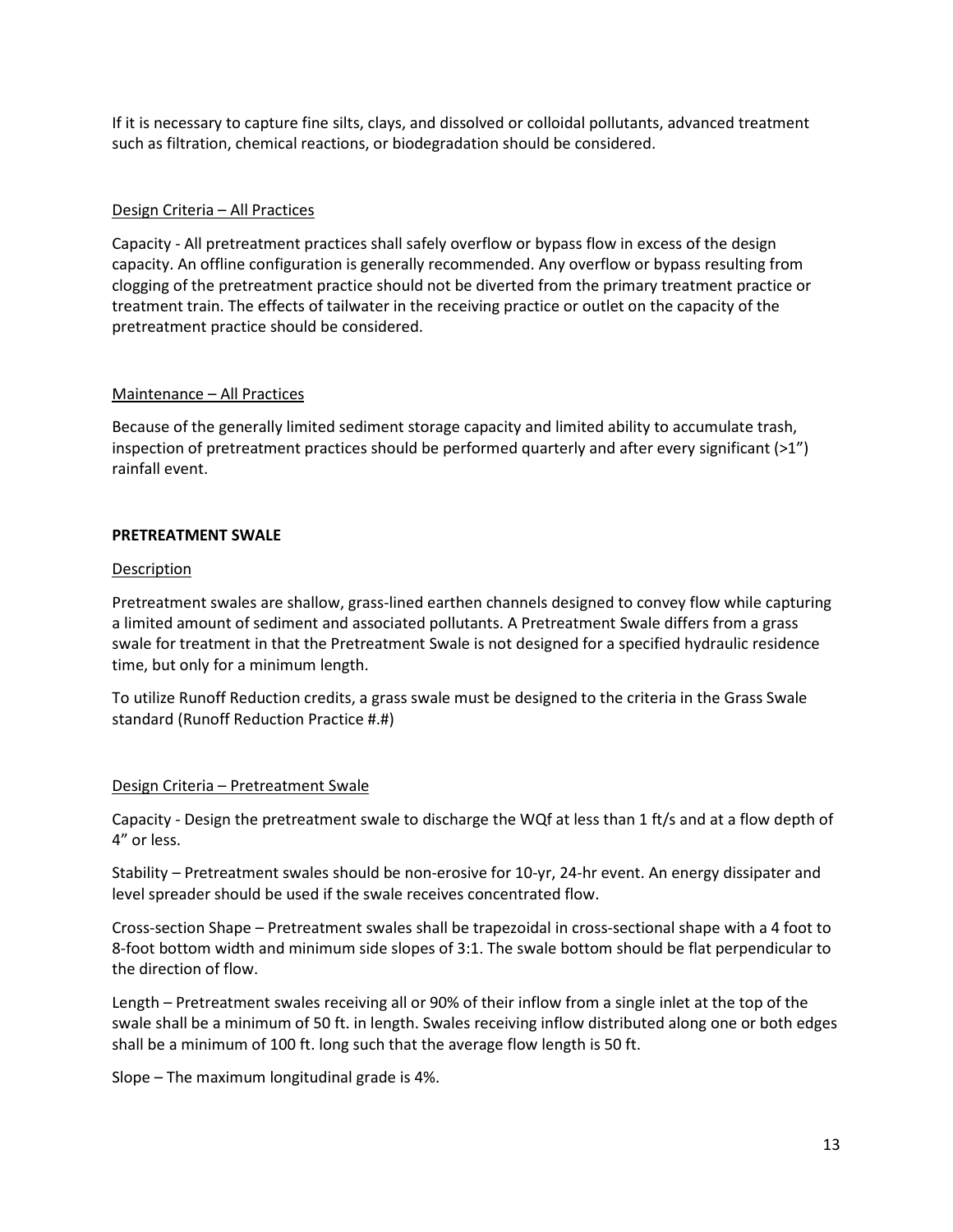If it is necessary to capture fine silts, clays, and dissolved or colloidal pollutants, advanced treatment such as filtration, chemical reactions, or biodegradation should be considered.

Design Criteria – All Practices

Capacity - All pretreatment practices shall safely overflow or bypass flow in excess of the design capacity. An offline configuration is generally recommended. Any overflow or bypass resulting from clogging of the pretreatment practice should not be diverted from the primary treatment practice or treatment train. The effects of tailwater in the receiving practice or outlet on the capacity of the pretreatment practice should be considered.

Maintenance – All Practices

Because of the generally limited sediment storage capacity and limited ability to accumulate trash, inspection of pretreatment practices should be performed quarterly and after every significant (>1") rainfall event.

**PRETREATMENT SWALE**

Description

Pretreatment swales are shallow, grass-lined earthen channels designed to convey flow while capturing a limited amount of sediment and associated pollutants. A Pretreatment Swale differs from a grass swale for treatment in that the Pretreatment Swale is not designed for a specified hydraulic residence time, but only for a minimum length.

To utilize Runoff Reduction credits, a grass swale must be designed to the criteria in the Grass Swale standard (Runoff Reduction Practice #.#)

Design Criteria – Pretreatment Swale

Capacity - Design the pretreatment swale to discharge the WQf at less than 1 ft/s and at a flow depth of 4" or less.

Stability – Pretreatment swales should be non-erosive for 10-yr, 24-hr event. An energy dissipater and level spreader should be used if the swale receives concentrated flow.

Cross-section Shape – Pretreatment swales shall be trapezoidal in cross-sectional shape with a 4 foot to 8-foot bottom width and minimum side slopes of 3:1. The swale bottom should be flat perpendicular to the direction of flow.

Length – Pretreatment swales receiving all or 90% of their inflow from a single inlet at the top of the swale shall be a minimum of 50 ft. in length. Swales receiving inflow distributed along one or both edges shall be a minimum of 100 ft. long such that the average flow length is 50 ft.

Slope – The maximum longitudinal grade is 4%.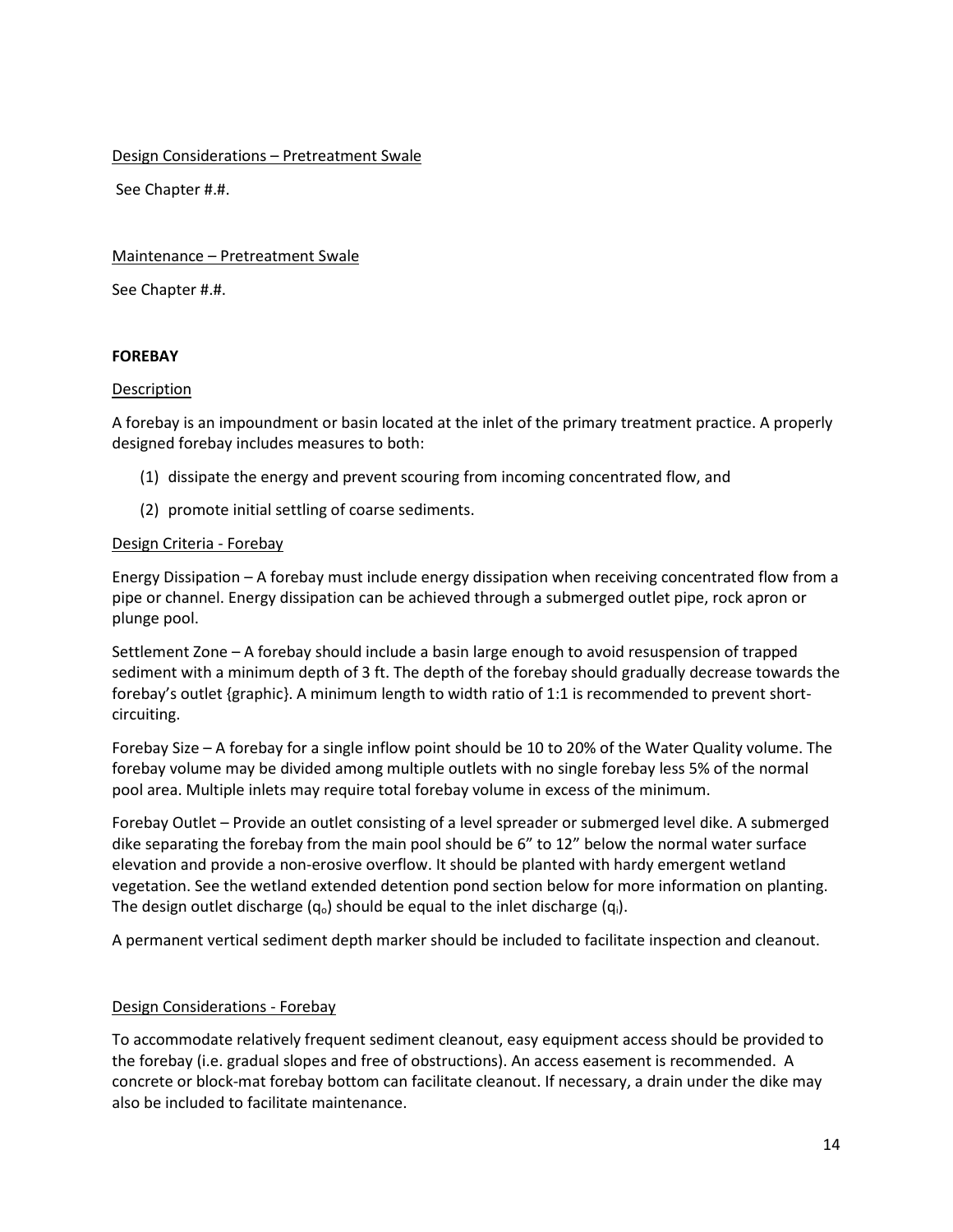Design Considerations – Pretreatment Swale

See Chapter #.#.

Maintenance – Pretreatment Swale

See Chapter #.#.

**FOREBAY**

Description

A forebay is an impoundment or basin located at the inlet of the primary treatment practice. A properly designed forebay includes measures to both:

(1) dissipate the energy and prevent scouring from incoming concentrated flow, and

(2) promote initial settling of coarse sediments.

Design Criteria - Forebay

Energy Dissipation – A forebay must include energy dissipation when receiving concentrated flow from a pipe or channel. Energy dissipation can be achieved through a submerged outlet pipe, rock apron or plunge pool.

Settlement Zone – A forebay should include a basin large enough to avoid resuspension of trapped sediment with a minimum depth of 3 ft. The depth of the forebay should gradually decrease towards the forebay's outlet {graphic}. A minimum length to width ratio of 1:1 is recommended to prevent short-circuiting.

Forebay Size – A forebay for a single inflow point should be 10 to 20% of the Water Quality volume. The forebay volume may be divided among multiple outlets with no single forebay less 5% of the normal pool area. Multiple inlets may require total forebay volume in excess of the minimum.

Forebay Outlet – Provide an outlet consisting of a level spreader or submerged level dike. A submerged dike separating the forebay from the main pool should be 6" to 12" below the normal water surface elevation and provide a non-erosive overflow. It should be planted with hardy emergent wetland vegetation. See the wetland extended detention pond section below for more information on planting. The design outlet discharge ($q_o$) should be equal to the inlet discharge ($q_i$).

A permanent vertical sediment depth marker should be included to facilitate inspection and cleanout.

Design Considerations - Forebay

To accommodate relatively frequent sediment cleanout, easy equipment access should be provided to the forebay (i.e. gradual slopes and free of obstructions). An access easement is recommended. A concrete or block-mat forebay bottom can facilitate cleanout. If necessary, a drain under the dike may also be included to facilitate maintenance.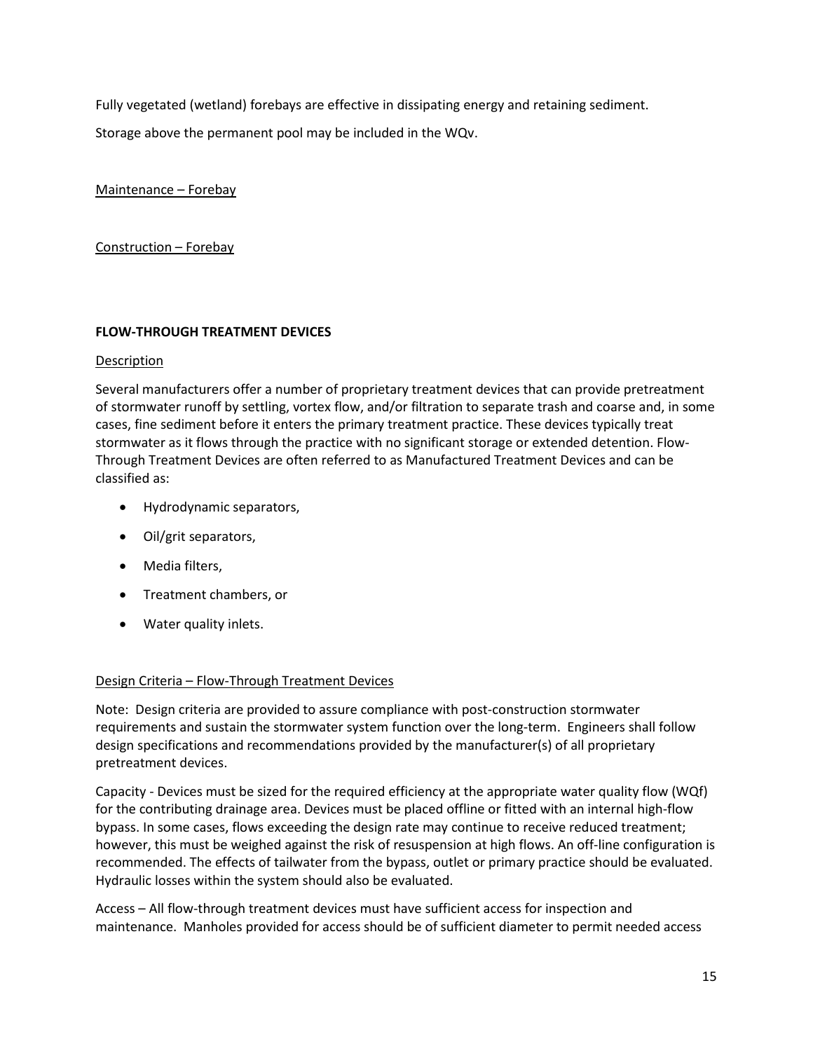Fully vegetated (wetland) forebays are effective in dissipating energy and retaining sediment.

Storage above the permanent pool may be included in the WQv.

Maintenance – Forebay

Construction – Forebay

## FLOW-THROUGH TREATMENT DEVICES

Description

Several manufacturers offer a number of proprietary treatment devices that can provide pretreatment of stormwater runoff by settling, vortex flow, and/or filtration to separate trash and coarse and, in some cases, fine sediment before it enters the primary treatment practice. These devices typically treat stormwater as it flows through the practice with no significant storage or extended detention. Flow-Through Treatment Devices are often referred to as Manufactured Treatment Devices and can be classified as:

- Hydrodynamic separators,
- Oil/grit separators,
- Media filters,
- Treatment chambers, or
- Water quality inlets.

Design Criteria – Flow-Through Treatment Devices

Note: Design criteria are provided to assure compliance with post-construction stormwater requirements and sustain the stormwater system function over the long-term. Engineers shall follow design specifications and recommendations provided by the manufacturer(s) of all proprietary pretreatment devices.

Capacity - Devices must be sized for the required efficiency at the appropriate water quality flow (WQf) for the contributing drainage area. Devices must be placed offline or fitted with an internal high-flow bypass. In some cases, flows exceeding the design rate may continue to receive reduced treatment; however, this must be weighed against the risk of resuspension at high flows. An off-line configuration is recommended. The effects of tailwater from the bypass, outlet or primary practice should be evaluated. Hydraulic losses within the system should also be evaluated.

Access – All flow-through treatment devices must have sufficient access for inspection and maintenance. Manholes provided for access should be of sufficient diameter to permit needed access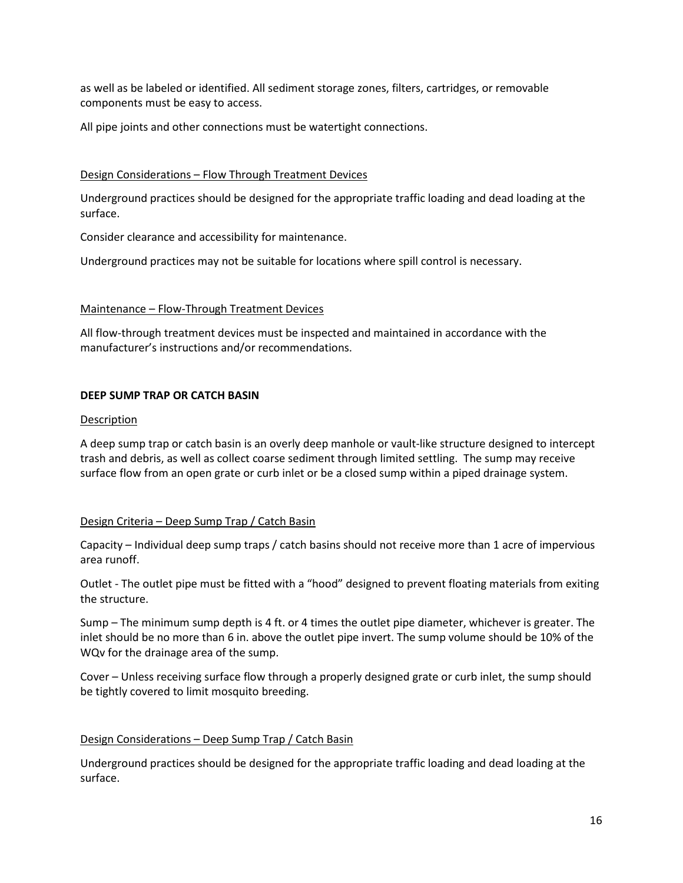as well as be labeled or identified. All sediment storage zones, filters, cartridges, or removable components must be easy to access.

All pipe joints and other connections must be watertight connections.

Design Considerations – Flow Through Treatment Devices

Underground practices should be designed for the appropriate traffic loading and dead loading at the surface.

Consider clearance and accessibility for maintenance.

Underground practices may not be suitable for locations where spill control is necessary.

Maintenance – Flow-Through Treatment Devices

All flow-through treatment devices must be inspected and maintained in accordance with the manufacturer's instructions and/or recommendations.

**DEEP SUMP TRAP OR CATCH BASIN**

Description

A deep sump trap or catch basin is an overly deep manhole or vault-like structure designed to intercept trash and debris, as well as collect coarse sediment through limited settling. The sump may receive surface flow from an open grate or curb inlet or be a closed sump within a piped drainage system.

Design Criteria – Deep Sump Trap / Catch Basin

Capacity – Individual deep sump traps / catch basins should not receive more than 1 acre of impervious area runoff.

Outlet - The outlet pipe must be fitted with a "hood" designed to prevent floating materials from exiting the structure.

Sump – The minimum sump depth is 4 ft. or 4 times the outlet pipe diameter, whichever is greater. The inlet should be no more than 6 in. above the outlet pipe invert. The sump volume should be 10% of the WQv for the drainage area of the sump.

Cover – Unless receiving surface flow through a properly designed grate or curb inlet, the sump should be tightly covered to limit mosquito breeding.

Design Considerations – Deep Sump Trap / Catch Basin

Underground practices should be designed for the appropriate traffic loading and dead loading at the surface.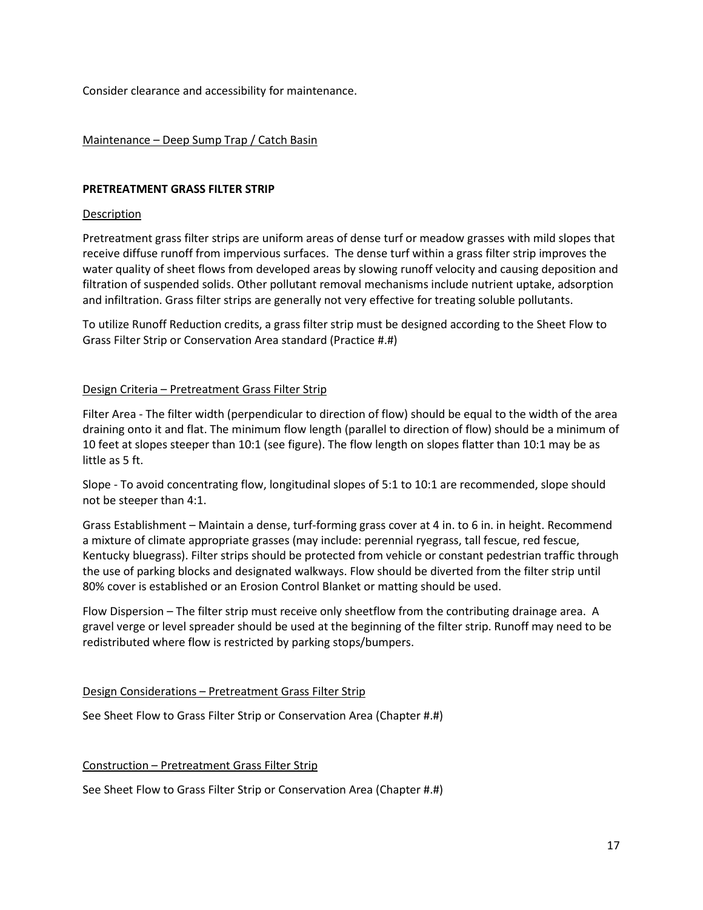Consider clearance and accessibility for maintenance.

Maintenance – Deep Sump Trap / Catch Basin

**PRETREATMENT GRASS FILTER STRIP**

Description

Pretreatment grass filter strips are uniform areas of dense turf or meadow grasses with mild slopes that receive diffuse runoff from impervious surfaces. The dense turf within a grass filter strip improves the water quality of sheet flows from developed areas by slowing runoff velocity and causing deposition and filtration of suspended solids. Other pollutant removal mechanisms include nutrient uptake, adsorption and infiltration. Grass filter strips are generally not very effective for treating soluble pollutants.

To utilize Runoff Reduction credits, a grass filter strip must be designed according to the Sheet Flow to Grass Filter Strip or Conservation Area standard (Practice #.#)

Design Criteria – Pretreatment Grass Filter Strip

Filter Area - The filter width (perpendicular to direction of flow) should be equal to the width of the area draining onto it and flat. The minimum flow length (parallel to direction of flow) should be a minimum of 10 feet at slopes steeper than 10:1 (see figure). The flow length on slopes flatter than 10:1 may be as little as 5 ft.

Slope - To avoid concentrating flow, longitudinal slopes of 5:1 to 10:1 are recommended, slope should not be steeper than 4:1.

Grass Establishment – Maintain a dense, turf-forming grass cover at 4 in. to 6 in. in height. Recommend a mixture of climate appropriate grasses (may include: perennial ryegrass, tall fescue, red fescue, Kentucky bluegrass). Filter strips should be protected from vehicle or constant pedestrian traffic through the use of parking blocks and designated walkways. Flow should be diverted from the filter strip until 80% cover is established or an Erosion Control Blanket or matting should be used.

Flow Dispersion – The filter strip must receive only sheetflow from the contributing drainage area. A gravel verge or level spreader should be used at the beginning of the filter strip. Runoff may need to be redistributed where flow is restricted by parking stops/bumpers.

Design Considerations – Pretreatment Grass Filter Strip

See Sheet Flow to Grass Filter Strip or Conservation Area (Chapter #.#)

Construction – Pretreatment Grass Filter Strip

See Sheet Flow to Grass Filter Strip or Conservation Area (Chapter #.#)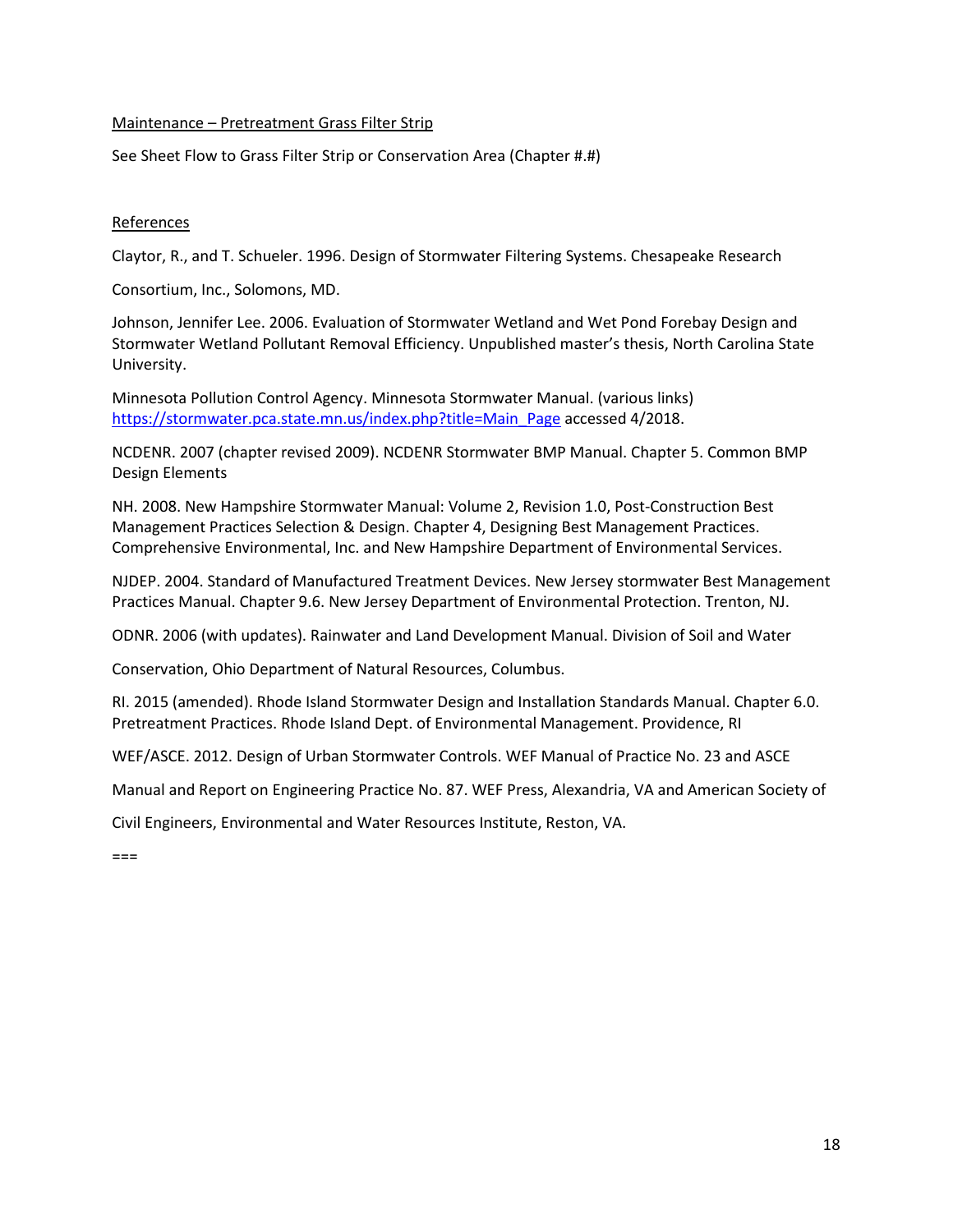Maintenance – Pretreatment Grass Filter Strip

See Sheet Flow to Grass Filter Strip or Conservation Area (Chapter #.#)

References

Claytor, R., and T. Schueler. 1996. Design of Stormwater Filtering Systems. Chesapeake Research

Consortium, Inc., Solomons, MD.

Johnson, Jennifer Lee. 2006. Evaluation of Stormwater Wetland and Wet Pond Forebay Design and Stormwater Wetland Pollutant Removal Efficiency. Unpublished master's thesis, North Carolina State University.

Minnesota Pollution Control Agency. Minnesota Stormwater Manual. (various links) https://stormwater.pca.state.mn.us/index.php?title=Main_Page accessed 4/2018.

NCDENR. 2007 (chapter revised 2009). NCDENR Stormwater BMP Manual. Chapter 5. Common BMP Design Elements

NH. 2008. New Hampshire Stormwater Manual: Volume 2, Revision 1.0, Post-Construction Best Management Practices Selection & Design. Chapter 4, Designing Best Management Practices. Comprehensive Environmental, Inc. and New Hampshire Department of Environmental Services.

NJDEP. 2004. Standard of Manufactured Treatment Devices. New Jersey stormwater Best Management Practices Manual. Chapter 9.6. New Jersey Department of Environmental Protection. Trenton, NJ.

ODNR. 2006 (with updates). Rainwater and Land Development Manual. Division of Soil and Water

Conservation, Ohio Department of Natural Resources, Columbus.

RI. 2015 (amended). Rhode Island Stormwater Design and Installation Standards Manual. Chapter 6.0. Pretreatment Practices. Rhode Island Dept. of Environmental Management. Providence, RI

WEF/ASCE. 2012. Design of Urban Stormwater Controls. WEF Manual of Practice No. 23 and ASCE

Manual and Report on Engineering Practice No. 87. WEF Press, Alexandria, VA and American Society of

Civil Engineers, Environmental and Water Resources Institute, Reston, VA.

===